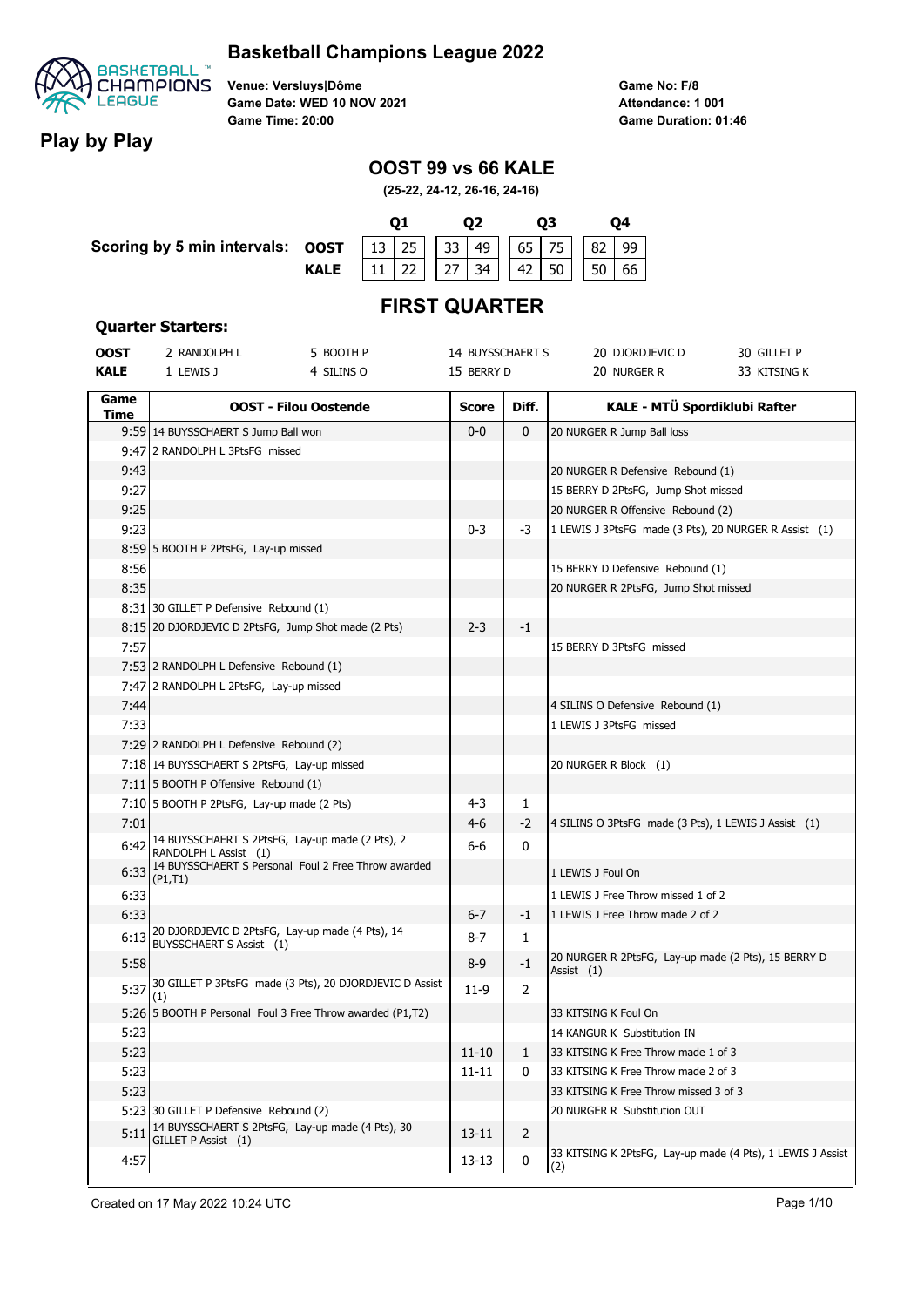# Basketball Champions League 2022

## Play by Play

**Venue: Versluys|Dôme**
**Game Date: WED 10 NOV 2021**
**Game Time: 20:00**

**Game No: F/8**
**Attendance: 1 001**
**Game Duration: 01:46**

## OOST 99 vs 66 KALE

**(25-22, 24-12, 26-16, 24-16)**

**Scoring by 5 min intervals:**

| | Q1 | | Q2 | | Q3 | | Q4 | |
|---|---|---|---|---|---|---|---|---|
| **OOST** | 13 | 25 | 33 | 49 | 65 | 75 | 82 | 99 |
| **KALE** | 11 | 22 | 27 | 34 | 42 | 50 | 50 | 66 |

## FIRST QUARTER

### Quarter Starters:

| | | | | | |
|---|---|---|---|---|---|
| **OOST** | 2 RANDOLPH L | 5 BOOTH P | 14 BUYSSCHAERT S | 20 DJORDJEVIC D | 30 GILLET P |
| **KALE** | 1 LEWIS J | 4 SILINS O | 15 BERRY D | 20 NURGER R | 33 KITSING K |

| Game Time | OOST - Filou Oostende | Score | Diff. | KALE - MTÜ Spordiklubi Rafter |
|---|---|---|---|---|
| 9:59 | 14 BUYSSCHAERT S Jump Ball won | 0-0 | 0 | 20 NURGER R Jump Ball loss |
| 9:47 | 2 RANDOLPH L 3PtsFG missed | | | |
| 9:43 | | | | 20 NURGER R Defensive Rebound (1) |
| 9:27 | | | | 15 BERRY D 2PtsFG, Jump Shot missed |
| 9:25 | | | | 20 NURGER R Offensive Rebound (2) |
| 9:23 | | 0-3 | -3 | 1 LEWIS J 3PtsFG made (3 Pts), 20 NURGER R Assist (1) |
| 8:59 | 5 BOOTH P 2PtsFG, Lay-up missed | | | |
| 8:56 | | | | 15 BERRY D Defensive Rebound (1) |
| 8:35 | | | | 20 NURGER R 2PtsFG, Jump Shot missed |
| 8:31 | 30 GILLET P Defensive Rebound (1) | | | |
| 8:15 | 20 DJORDJEVIC D 2PtsFG, Jump Shot made (2 Pts) | 2-3 | -1 | |
| 7:57 | | | | 15 BERRY D 3PtsFG missed |
| 7:53 | 2 RANDOLPH L Defensive Rebound (1) | | | |
| 7:47 | 2 RANDOLPH L 2PtsFG, Lay-up missed | | | |
| 7:44 | | | | 4 SILINS O Defensive Rebound (1) |
| 7:33 | | | | 1 LEWIS J 3PtsFG missed |
| 7:29 | 2 RANDOLPH L Defensive Rebound (2) | | | |
| 7:18 | 14 BUYSSCHAERT S 2PtsFG, Lay-up missed | | | 20 NURGER R Block (1) |
| 7:11 | 5 BOOTH P Offensive Rebound (1) | | | |
| 7:10 | 5 BOOTH P 2PtsFG, Lay-up made (2 Pts) | 4-3 | 1 | |
| 7:01 | | 4-6 | -2 | 4 SILINS O 3PtsFG made (3 Pts), 1 LEWIS J Assist (1) |
| 6:42 | 14 BUYSSCHAERT S 2PtsFG, Lay-up made (2 Pts), 2 RANDOLPH L Assist (1) | 6-6 | 0 | |
| 6:33 | 14 BUYSSCHAERT S Personal Foul 2 Free Throw awarded (P1,T1) | | | 1 LEWIS J Foul On |
| 6:33 | | | | 1 LEWIS J Free Throw missed 1 of 2 |
| 6:33 | | 6-7 | -1 | 1 LEWIS J Free Throw made 2 of 2 |
| 6:13 | 20 DJORDJEVIC D 2PtsFG, Lay-up made (4 Pts), 14 BUYSSCHAERT S Assist (1) | 8-7 | 1 | |
| 5:58 | | 8-9 | -1 | 20 NURGER R 2PtsFG, Lay-up made (2 Pts), 15 BERRY D Assist (1) |
| 5:37 | 30 GILLET P 3PtsFG made (3 Pts), 20 DJORDJEVIC D Assist (1) | 11-9 | 2 | |
| 5:26 | 5 BOOTH P Personal Foul 3 Free Throw awarded (P1,T2) | | | 33 KITSING K Foul On |
| 5:23 | | | | 14 KANGUR K Substitution IN |
| 5:23 | | 11-10 | 1 | 33 KITSING K Free Throw made 1 of 3 |
| 5:23 | | 11-11 | 0 | 33 KITSING K Free Throw made 2 of 3 |
| 5:23 | | | | 33 KITSING K Free Throw missed 3 of 3 |
| 5:23 | 30 GILLET P Defensive Rebound (2) | | | 20 NURGER R Substitution OUT |
| 5:11 | 14 BUYSSCHAERT S 2PtsFG, Lay-up made (4 Pts), 30 GILLET P Assist (1) | 13-11 | 2 | |
| 4:57 | | 13-13 | 0 | 33 KITSING K 2PtsFG, Lay-up made (4 Pts), 1 LEWIS J Assist (2) |

Created on 17 May 2022 10:24 UTC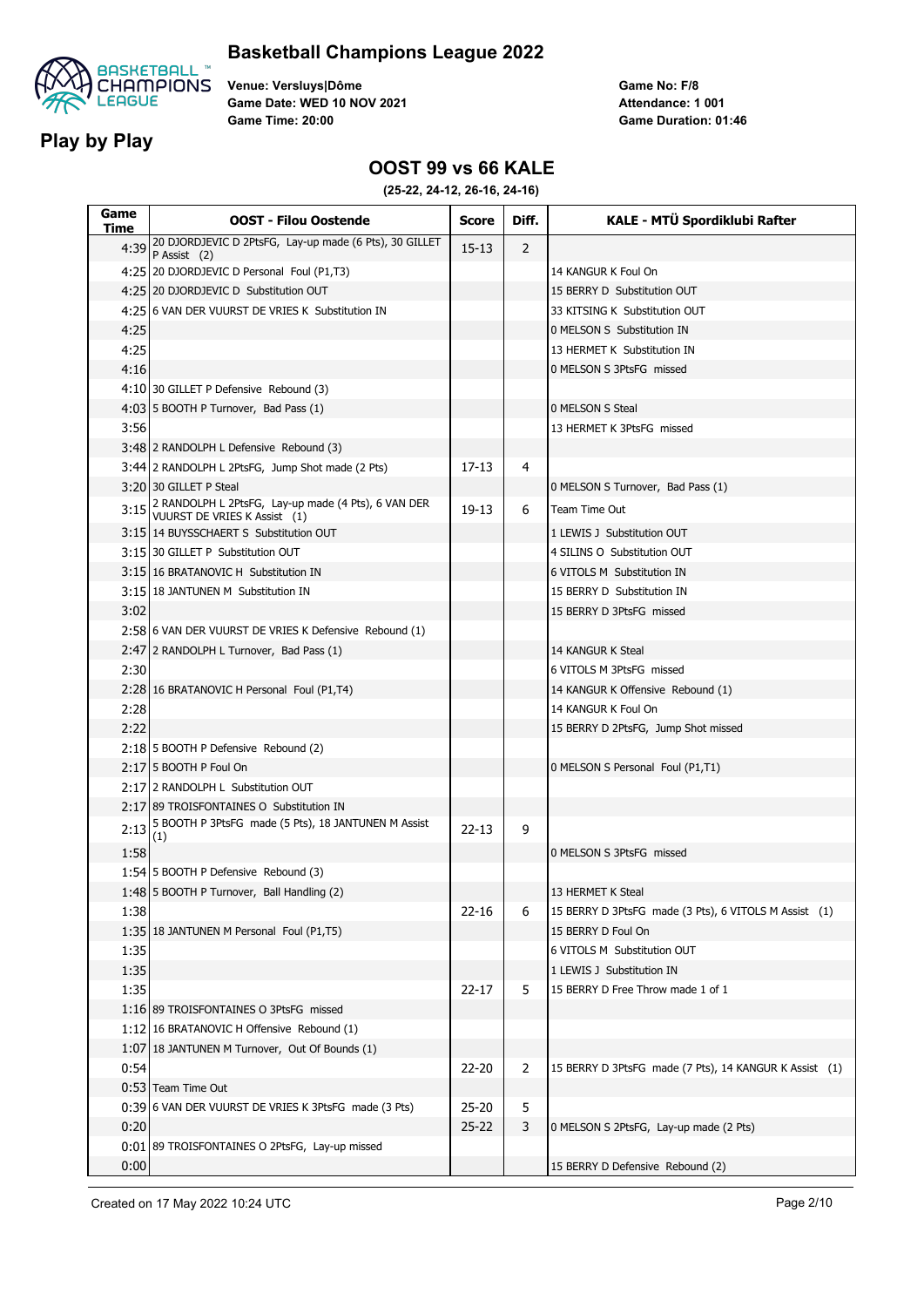# Basketball Champions League 2022

## Play by Play

**Venue: Versluys|Dôme**
**Game Date: WED 10 NOV 2021**
**Game Time: 20:00**

**Game No: F/8**
**Attendance: 1 001**
**Game Duration: 01:46**

## OOST 99 vs 66 KALE

**(25-22, 24-12, 26-16, 24-16)**

| Game Time | OOST - Filou Oostende | Score | Diff. | KALE - MTÜ Spordiklubi Rafter |
|---|---|---|---|---|
| 4:39 | 20 DJORDJEVIC D 2PtsFG, Lay-up made (6 Pts), 30 GILLET P Assist (2) | 15-13 | 2 | |
| 4:25 | 20 DJORDJEVIC D Personal Foul (P1,T3) | | | 14 KANGUR K Foul On |
| 4:25 | 20 DJORDJEVIC D Substitution OUT | | | 15 BERRY D Substitution OUT |
| 4:25 | 6 VAN DER VUURST DE VRIES K Substitution IN | | | 33 KITSING K Substitution OUT |
| 4:25 | | | | 0 MELSON S Substitution IN |
| 4:25 | | | | 13 HERMET K Substitution IN |
| 4:16 | | | | 0 MELSON S 3PtsFG missed |
| 4:10 | 30 GILLET P Defensive Rebound (3) | | | |
| 4:03 | 5 BOOTH P Turnover, Bad Pass (1) | | | 0 MELSON S Steal |
| 3:56 | | | | 13 HERMET K 3PtsFG missed |
| 3:48 | 2 RANDOLPH L Defensive Rebound (3) | | | |
| 3:44 | 2 RANDOLPH L 2PtsFG, Jump Shot made (2 Pts) | 17-13 | 4 | |
| 3:20 | 30 GILLET P Steal | | | 0 MELSON S Turnover, Bad Pass (1) |
| 3:15 | 2 RANDOLPH L 2PtsFG, Lay-up made (4 Pts), 6 VAN DER VUURST DE VRIES K Assist (1) | 19-13 | 6 | Team Time Out |
| 3:15 | 14 BUYSSCHAERT S Substitution OUT | | | 1 LEWIS J Substitution OUT |
| 3:15 | 30 GILLET P Substitution OUT | | | 4 SILINS O Substitution OUT |
| 3:15 | 16 BRATANOVIC H Substitution IN | | | 6 VITOLS M Substitution IN |
| 3:15 | 18 JANTUNEN M Substitution IN | | | 15 BERRY D Substitution IN |
| 3:02 | | | | 15 BERRY D 3PtsFG missed |
| 2:58 | 6 VAN DER VUURST DE VRIES K Defensive Rebound (1) | | | |
| 2:47 | 2 RANDOLPH L Turnover, Bad Pass (1) | | | 14 KANGUR K Steal |
| 2:30 | | | | 6 VITOLS M 3PtsFG missed |
| 2:28 | 16 BRATANOVIC H Personal Foul (P1,T4) | | | 14 KANGUR K Offensive Rebound (1) |
| 2:28 | | | | 14 KANGUR K Foul On |
| 2:22 | | | | 15 BERRY D 2PtsFG, Jump Shot missed |
| 2:18 | 5 BOOTH P Defensive Rebound (2) | | | |
| 2:17 | 5 BOOTH P Foul On | | | 0 MELSON S Personal Foul (P1,T1) |
| 2:17 | 2 RANDOLPH L Substitution OUT | | | |
| 2:17 | 89 TROISFONTAINES O Substitution IN | | | |
| 2:13 | 5 BOOTH P 3PtsFG made (5 Pts), 18 JANTUNEN M Assist (1) | 22-13 | 9 | |
| 1:58 | | | | 0 MELSON S 3PtsFG missed |
| 1:54 | 5 BOOTH P Defensive Rebound (3) | | | |
| 1:48 | 5 BOOTH P Turnover, Ball Handling (2) | | | 13 HERMET K Steal |
| 1:38 | | 22-16 | 6 | 15 BERRY D 3PtsFG made (3 Pts), 6 VITOLS M Assist (1) |
| 1:35 | 18 JANTUNEN M Personal Foul (P1,T5) | | | 15 BERRY D Foul On |
| 1:35 | | | | 6 VITOLS M Substitution OUT |
| 1:35 | | | | 1 LEWIS J Substitution IN |
| 1:35 | | 22-17 | 5 | 15 BERRY D Free Throw made 1 of 1 |
| 1:16 | 89 TROISFONTAINES O 3PtsFG missed | | | |
| 1:12 | 16 BRATANOVIC H Offensive Rebound (1) | | | |
| 1:07 | 18 JANTUNEN M Turnover, Out Of Bounds (1) | | | |
| 0:54 | | 22-20 | 2 | 15 BERRY D 3PtsFG made (7 Pts), 14 KANGUR K Assist (1) |
| 0:53 | Team Time Out | | | |
| 0:39 | 6 VAN DER VUURST DE VRIES K 3PtsFG made (3 Pts) | 25-20 | 5 | |
| 0:20 | | 25-22 | 3 | 0 MELSON S 2PtsFG, Lay-up made (2 Pts) |
| 0:01 | 89 TROISFONTAINES O 2PtsFG, Lay-up missed | | | |
| 0:00 | | | | 15 BERRY D Defensive Rebound (2) |

Created on 17 May 2022 10:24 UTC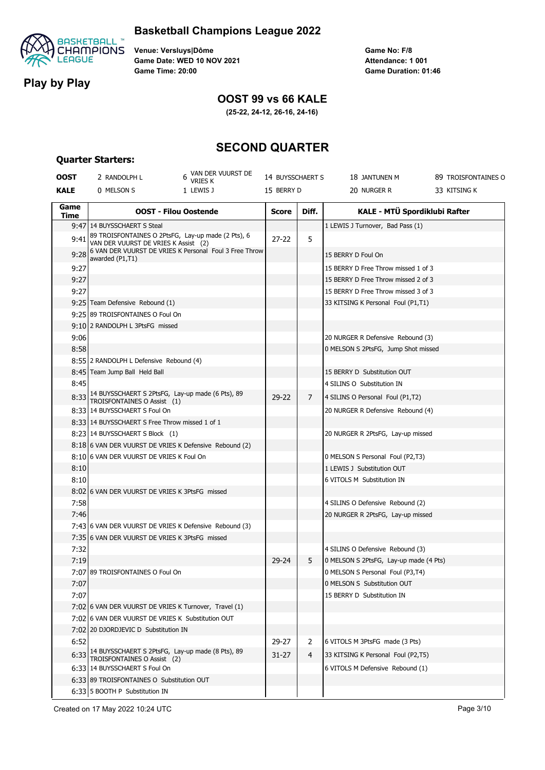# Basketball Champions League 2022

## Play by Play

**Venue: Versluys|Dôme**
**Game Date: WED 10 NOV 2021**
**Game Time: 20:00**

**Game No: F/8**
**Attendance: 1 001**
**Game Duration: 01:46**

## OOST 99 vs 66 KALE

**(25-22, 24-12, 26-16, 24-16)**

## SECOND QUARTER

### Quarter Starters:

| | | | | | |
|---|---|---|---|---|---|
| **OOST** | 2 RANDOLPH L | 6 VAN DER VUURST DE VRIES K | 14 BUYSSCHAERT S | 18 JANTUNEN M | 89 TROISFONTAINES O |
| **KALE** | 0 MELSON S | 1 LEWIS J | 15 BERRY D | 20 NURGER R | 33 KITSING K |

| Game Time | OOST - Filou Oostende | Score | Diff. | KALE - MTÜ Spordiklubi Rafter |
|---|---|---|---|---|
| 9:47 | 14 BUYSSCHAERT S Steal | | | 1 LEWIS J Turnover, Bad Pass (1) |
| 9:41 | 89 TROISFONTAINES O 2PtsFG, Lay-up made (2 Pts), 6 VAN DER VUURST DE VRIES K Assist (2) | 27-22 | 5 | |
| 9:28 | 6 VAN DER VUURST DE VRIES K Personal Foul 3 Free Throw awarded (P1,T1) | | | 15 BERRY D Foul On |
| 9:27 | | | | 15 BERRY D Free Throw missed 1 of 3 |
| 9:27 | | | | 15 BERRY D Free Throw missed 2 of 3 |
| 9:27 | | | | 15 BERRY D Free Throw missed 3 of 3 |
| 9:25 | Team Defensive Rebound (1) | | | 33 KITSING K Personal Foul (P1,T1) |
| 9:25 | 89 TROISFONTAINES O Foul On | | | |
| 9:10 | 2 RANDOLPH L 3PtsFG missed | | | |
| 9:06 | | | | 20 NURGER R Defensive Rebound (3) |
| 8:58 | | | | 0 MELSON S 2PtsFG, Jump Shot missed |
| 8:55 | 2 RANDOLPH L Defensive Rebound (4) | | | |
| 8:45 | Team Jump Ball Held Ball | | | 15 BERRY D Substitution OUT |
| 8:45 | | | | 4 SILINS O Substitution IN |
| 8:33 | 14 BUYSSCHAERT S 2PtsFG, Lay-up made (6 Pts), 89 TROISFONTAINES O Assist (1) | 29-22 | 7 | 4 SILINS O Personal Foul (P1,T2) |
| 8:33 | 14 BUYSSCHAERT S Foul On | | | 20 NURGER R Defensive Rebound (4) |
| 8:33 | 14 BUYSSCHAERT S Free Throw missed 1 of 1 | | | |
| 8:23 | 14 BUYSSCHAERT S Block (1) | | | 20 NURGER R 2PtsFG, Lay-up missed |
| 8:18 | 6 VAN DER VUURST DE VRIES K Defensive Rebound (2) | | | |
| 8:10 | 6 VAN DER VUURST DE VRIES K Foul On | | | 0 MELSON S Personal Foul (P2,T3) |
| 8:10 | | | | 1 LEWIS J Substitution OUT |
| 8:10 | | | | 6 VITOLS M Substitution IN |
| 8:02 | 6 VAN DER VUURST DE VRIES K 3PtsFG missed | | | |
| 7:58 | | | | 4 SILINS O Defensive Rebound (2) |
| 7:46 | | | | 20 NURGER R 2PtsFG, Lay-up missed |
| 7:43 | 6 VAN DER VUURST DE VRIES K Defensive Rebound (3) | | | |
| 7:35 | 6 VAN DER VUURST DE VRIES K 3PtsFG missed | | | |
| 7:32 | | | | 4 SILINS O Defensive Rebound (3) |
| 7:19 | | 29-24 | 5 | 0 MELSON S 2PtsFG, Lay-up made (4 Pts) |
| 7:07 | 89 TROISFONTAINES O Foul On | | | 0 MELSON S Personal Foul (P3,T4) |
| 7:07 | | | | 0 MELSON S Substitution OUT |
| 7:07 | | | | 15 BERRY D Substitution IN |
| 7:02 | 6 VAN DER VUURST DE VRIES K Turnover, Travel (1) | | | |
| 7:02 | 6 VAN DER VUURST DE VRIES K Substitution OUT | | | |
| 7:02 | 20 DJORDJEVIC D Substitution IN | | | |
| 6:52 | | 29-27 | 2 | 6 VITOLS M 3PtsFG made (3 Pts) |
| 6:33 | 14 BUYSSCHAERT S 2PtsFG, Lay-up made (8 Pts), 89 TROISFONTAINES O Assist (2) | 31-27 | 4 | 33 KITSING K Personal Foul (P2,T5) |
| 6:33 | 14 BUYSSCHAERT S Foul On | | | 6 VITOLS M Defensive Rebound (1) |
| 6:33 | 89 TROISFONTAINES O Substitution OUT | | | |
| 6:33 | 5 BOOTH P Substitution IN | | | |

Created on 17 May 2022 10:24 UTC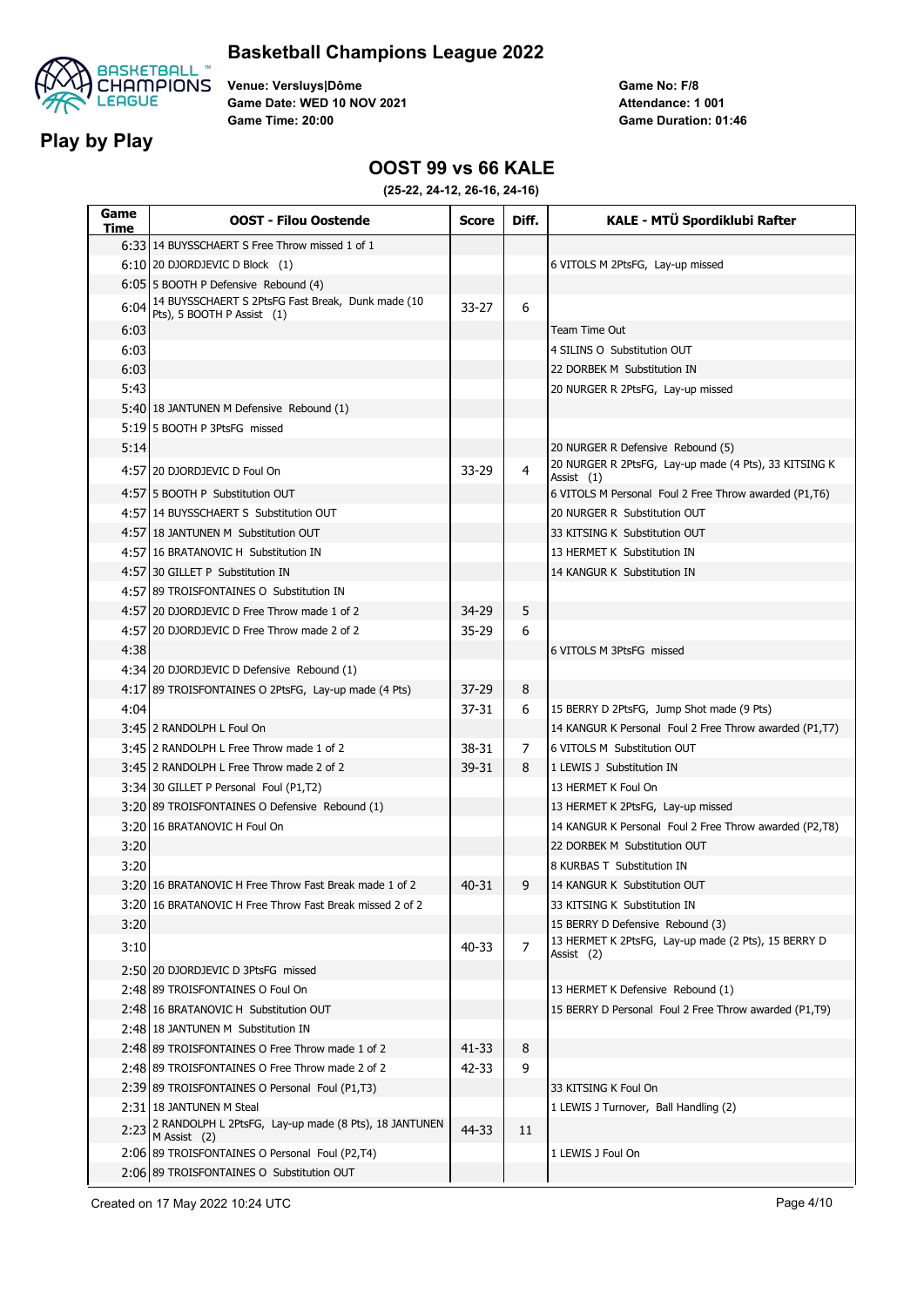# Basketball Champions League 2022

## Play by Play

Venue: Versluys|Dôme
Game Date: WED 10 NOV 2021
Game Time: 20:00

Game No: F/8
Attendance: 1 001
Game Duration: 01:46

## OOST 99 vs 66 KALE

**(25-22, 24-12, 26-16, 24-16)**

| Game Time | OOST - Filou Oostende | Score | Diff. | KALE - MTÜ Spordiklubi Rafter |
|---|---|---|---|---|
| 6:33 | 14 BUYSSCHAERT S Free Throw missed 1 of 1 | | | |
| 6:10 | 20 DJORDJEVIC D Block (1) | | | 6 VITOLS M 2PtsFG, Lay-up missed |
| 6:05 | 5 BOOTH P Defensive Rebound (4) | | | |
| 6:04 | 14 BUYSSCHAERT S 2PtsFG Fast Break, Dunk made (10 Pts), 5 BOOTH P Assist (1) | 33-27 | 6 | |
| 6:03 | | | | Team Time Out |
| 6:03 | | | | 4 SILINS O Substitution OUT |
| 6:03 | | | | 22 DORBEK M Substitution IN |
| 5:43 | | | | 20 NURGER R 2PtsFG, Lay-up missed |
| 5:40 | 18 JANTUNEN M Defensive Rebound (1) | | | |
| 5:19 | 5 BOOTH P 3PtsFG missed | | | |
| 5:14 | | | | 20 NURGER R Defensive Rebound (5) |
| 4:57 | 20 DJORDJEVIC D Foul On | 33-29 | 4 | 20 NURGER R 2PtsFG, Lay-up made (4 Pts), 33 KITSING K Assist (1) |
| 4:57 | 5 BOOTH P Substitution OUT | | | 6 VITOLS M Personal Foul 2 Free Throw awarded (P1,T6) |
| 4:57 | 14 BUYSSCHAERT S Substitution OUT | | | 20 NURGER R Substitution OUT |
| 4:57 | 18 JANTUNEN M Substitution OUT | | | 33 KITSING K Substitution OUT |
| 4:57 | 16 BRATANOVIC H Substitution IN | | | 13 HERMET K Substitution IN |
| 4:57 | 30 GILLET P Substitution IN | | | 14 KANGUR K Substitution IN |
| 4:57 | 89 TROISFONTAINES O Substitution IN | | | |
| 4:57 | 20 DJORDJEVIC D Free Throw made 1 of 2 | 34-29 | 5 | |
| 4:57 | 20 DJORDJEVIC D Free Throw made 2 of 2 | 35-29 | 6 | |
| 4:38 | | | | 6 VITOLS M 3PtsFG missed |
| 4:34 | 20 DJORDJEVIC D Defensive Rebound (1) | | | |
| 4:17 | 89 TROISFONTAINES O 2PtsFG, Lay-up made (4 Pts) | 37-29 | 8 | |
| 4:04 | | 37-31 | 6 | 15 BERRY D 2PtsFG, Jump Shot made (9 Pts) |
| 3:45 | 2 RANDOLPH L Foul On | | | 14 KANGUR K Personal Foul 2 Free Throw awarded (P1,T7) |
| 3:45 | 2 RANDOLPH L Free Throw made 1 of 2 | 38-31 | 7 | 6 VITOLS M Substitution OUT |
| 3:45 | 2 RANDOLPH L Free Throw made 2 of 2 | 39-31 | 8 | 1 LEWIS J Substitution IN |
| 3:34 | 30 GILLET P Personal Foul (P1,T2) | | | 13 HERMET K Foul On |
| 3:20 | 89 TROISFONTAINES O Defensive Rebound (1) | | | 13 HERMET K 2PtsFG, Lay-up missed |
| 3:20 | 16 BRATANOVIC H Foul On | | | 14 KANGUR K Personal Foul 2 Free Throw awarded (P2,T8) |
| 3:20 | | | | 22 DORBEK M Substitution OUT |
| 3:20 | | | | 8 KURBAS T Substitution IN |
| 3:20 | 16 BRATANOVIC H Free Throw Fast Break made 1 of 2 | 40-31 | 9 | 14 KANGUR K Substitution OUT |
| 3:20 | 16 BRATANOVIC H Free Throw Fast Break missed 2 of 2 | | | 33 KITSING K Substitution IN |
| 3:20 | | | | 15 BERRY D Defensive Rebound (3) |
| 3:10 | | 40-33 | 7 | 13 HERMET K 2PtsFG, Lay-up made (2 Pts), 15 BERRY D Assist (2) |
| 2:50 | 20 DJORDJEVIC D 3PtsFG missed | | | |
| 2:48 | 89 TROISFONTAINES O Foul On | | | 13 HERMET K Defensive Rebound (1) |
| 2:48 | 16 BRATANOVIC H Substitution OUT | | | 15 BERRY D Personal Foul 2 Free Throw awarded (P1,T9) |
| 2:48 | 18 JANTUNEN M Substitution IN | | | |
| 2:48 | 89 TROISFONTAINES O Free Throw made 1 of 2 | 41-33 | 8 | |
| 2:48 | 89 TROISFONTAINES O Free Throw made 2 of 2 | 42-33 | 9 | |
| 2:39 | 89 TROISFONTAINES O Personal Foul (P1,T3) | | | 33 KITSING K Foul On |
| 2:31 | 18 JANTUNEN M Steal | | | 1 LEWIS J Turnover, Ball Handling (2) |
| 2:23 | 2 RANDOLPH L 2PtsFG, Lay-up made (8 Pts), 18 JANTUNEN M Assist (2) | 44-33 | 11 | |
| 2:06 | 89 TROISFONTAINES O Personal Foul (P2,T4) | | | 1 LEWIS J Foul On |
| 2:06 | 89 TROISFONTAINES O Substitution OUT | | | |

Created on 17 May 2022 10:24 UTC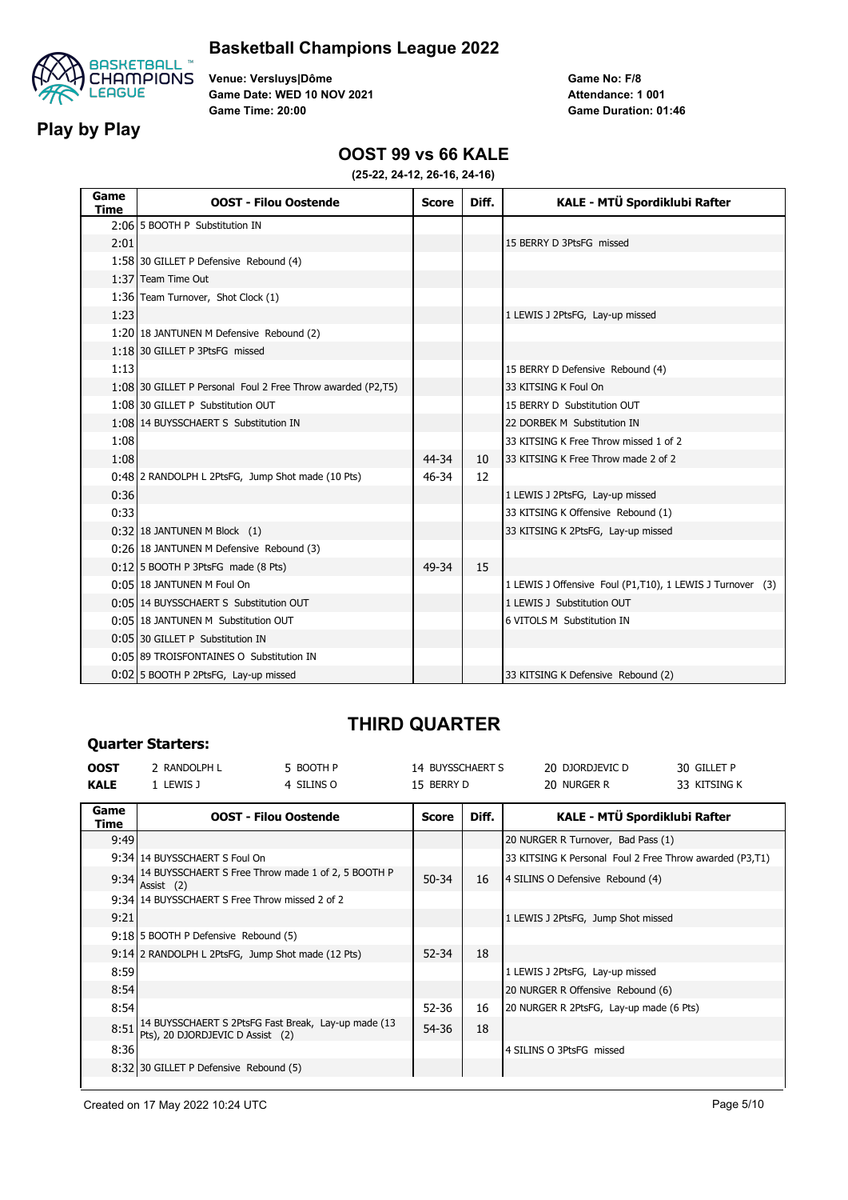# Basketball Champions League 2022

## Play by Play

Venue: Versluys|Dôme
Game Date: WED 10 NOV 2021
Game Time: 20:00

Game No: F/8
Attendance: 1 001
Game Duration: 01:46

## OOST 99 vs 66 KALE

**(25-22, 24-12, 26-16, 24-16)**

| Game Time | OOST - Filou Oostende | Score | Diff. | KALE - MTÜ Spordiklubi Rafter |
|---|---|---|---|---|
| 2:06 | 5 BOOTH P Substitution IN | | | |
| 2:01 | | | | 15 BERRY D 3PtsFG missed |
| 1:58 | 30 GILLET P Defensive Rebound (4) | | | |
| 1:37 | Team Time Out | | | |
| 1:36 | Team Turnover, Shot Clock (1) | | | |
| 1:23 | | | | 1 LEWIS J 2PtsFG, Lay-up missed |
| 1:20 | 18 JANTUNEN M Defensive Rebound (2) | | | |
| 1:18 | 30 GILLET P 3PtsFG missed | | | |
| 1:13 | | | | 15 BERRY D Defensive Rebound (4) |
| 1:08 | 30 GILLET P Personal Foul 2 Free Throw awarded (P2,T5) | | | 33 KITSING K Foul On |
| 1:08 | 30 GILLET P Substitution OUT | | | 15 BERRY D Substitution OUT |
| 1:08 | 14 BUYSSCHAERT S Substitution IN | | | 22 DORBEK M Substitution IN |
| 1:08 | | | | 33 KITSING K Free Throw missed 1 of 2 |
| 1:08 | | 44-34 | 10 | 33 KITSING K Free Throw made 2 of 2 |
| 0:48 | 2 RANDOLPH L 2PtsFG, Jump Shot made (10 Pts) | 46-34 | 12 | |
| 0:36 | | | | 1 LEWIS J 2PtsFG, Lay-up missed |
| 0:33 | | | | 33 KITSING K Offensive Rebound (1) |
| 0:32 | 18 JANTUNEN M Block (1) | | | 33 KITSING K 2PtsFG, Lay-up missed |
| 0:26 | 18 JANTUNEN M Defensive Rebound (3) | | | |
| 0:12 | 5 BOOTH P 3PtsFG made (8 Pts) | 49-34 | 15 | |
| 0:05 | 18 JANTUNEN M Foul On | | | 1 LEWIS J Offensive Foul (P1,T10), 1 LEWIS J Turnover (3) |
| 0:05 | 14 BUYSSCHAERT S Substitution OUT | | | 1 LEWIS J Substitution OUT |
| 0:05 | 18 JANTUNEN M Substitution OUT | | | 6 VITOLS M Substitution IN |
| 0:05 | 30 GILLET P Substitution IN | | | |
| 0:05 | 89 TROISFONTAINES O Substitution IN | | | |
| 0:02 | 5 BOOTH P 2PtsFG, Lay-up missed | | | 33 KITSING K Defensive Rebound (2) |

## THIRD QUARTER

### Quarter Starters:

| | | | | | |
|---|---|---|---|---|---|
| **OOST** | 2 RANDOLPH L | 5 BOOTH P | 14 BUYSSCHAERT S | 20 DJORDJEVIC D | 30 GILLET P |
| **KALE** | 1 LEWIS J | 4 SILINS O | 15 BERRY D | 20 NURGER R | 33 KITSING K |

| Game Time | OOST - Filou Oostende | Score | Diff. | KALE - MTÜ Spordiklubi Rafter |
|---|---|---|---|---|
| 9:49 | | | | 20 NURGER R Turnover, Bad Pass (1) |
| 9:34 | 14 BUYSSCHAERT S Foul On | | | 33 KITSING K Personal Foul 2 Free Throw awarded (P3,T1) |
| 9:34 | 14 BUYSSCHAERT S Free Throw made 1 of 2, 5 BOOTH P Assist (2) | 50-34 | 16 | 4 SILINS O Defensive Rebound (4) |
| 9:34 | 14 BUYSSCHAERT S Free Throw missed 2 of 2 | | | |
| 9:21 | | | | 1 LEWIS J 2PtsFG, Jump Shot missed |
| 9:18 | 5 BOOTH P Defensive Rebound (5) | | | |
| 9:14 | 2 RANDOLPH L 2PtsFG, Jump Shot made (12 Pts) | 52-34 | 18 | |
| 8:59 | | | | 1 LEWIS J 2PtsFG, Lay-up missed |
| 8:54 | | | | 20 NURGER R Offensive Rebound (6) |
| 8:54 | | 52-36 | 16 | 20 NURGER R 2PtsFG, Lay-up made (6 Pts) |
| 8:51 | 14 BUYSSCHAERT S 2PtsFG Fast Break, Lay-up made (13 Pts), 20 DJORDJEVIC D Assist (2) | 54-36 | 18 | |
| 8:36 | | | | 4 SILINS O 3PtsFG missed |
| 8:32 | 30 GILLET P Defensive Rebound (5) | | | |

Created on 17 May 2022 10:24 UTC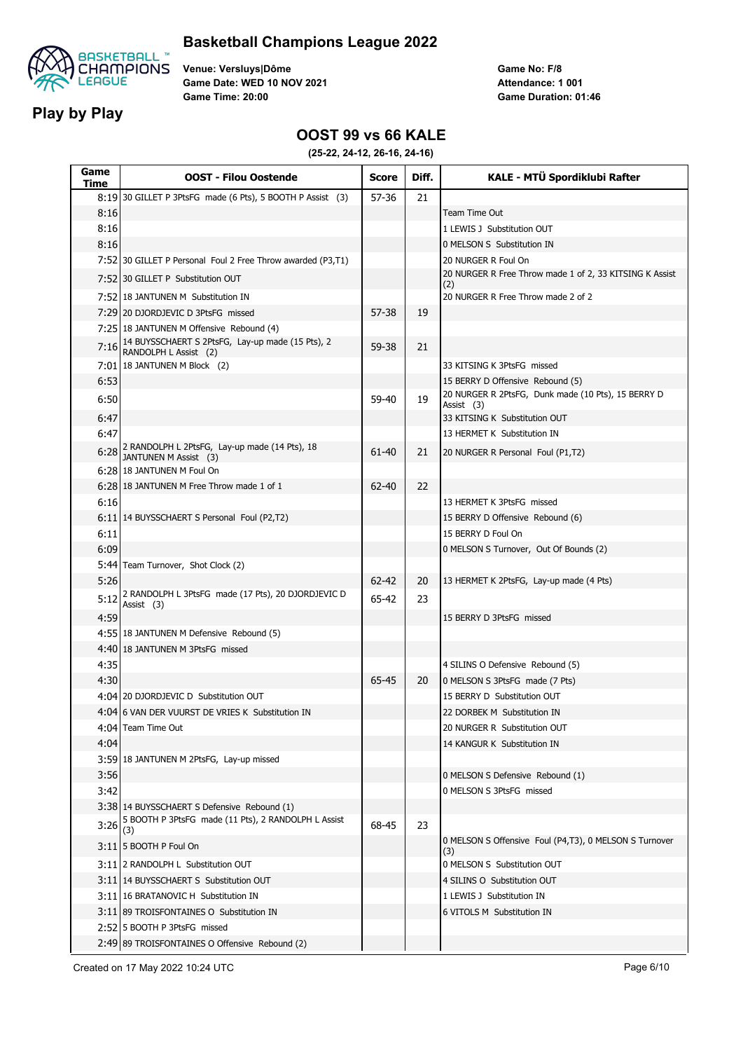# Basketball Champions League 2022

## Play by Play

Venue: Versluys|Dôme
Game Date: WED 10 NOV 2021
Game Time: 20:00

Game No: F/8
Attendance: 1 001
Game Duration: 01:46

## OOST 99 vs 66 KALE

**(25-22, 24-12, 26-16, 24-16)**

| Game Time | OOST - Filou Oostende | Score | Diff. | KALE - MTÜ Spordiklubi Rafter |
|---|---|---|---|---|
| 8:19 | 30 GILLET P 3PtsFG made (6 Pts), 5 BOOTH P Assist (3) | 57-36 | 21 | |
| 8:16 | | | | Team Time Out |
| 8:16 | | | | 1 LEWIS J Substitution OUT |
| 8:16 | | | | 0 MELSON S Substitution IN |
| 7:52 | 30 GILLET P Personal Foul 2 Free Throw awarded (P3,T1) | | | 20 NURGER R Foul On |
| 7:52 | 30 GILLET P Substitution OUT | | | 20 NURGER R Free Throw made 1 of 2, 33 KITSING K Assist (2) |
| 7:52 | 18 JANTUNEN M Substitution IN | | | 20 NURGER R Free Throw made 2 of 2 |
| 7:29 | 20 DJORDJEVIC D 3PtsFG missed | 57-38 | 19 | |
| 7:25 | 18 JANTUNEN M Offensive Rebound (4) | | | |
| 7:16 | 14 BUYSSCHAERT S 2PtsFG, Lay-up made (15 Pts), 2 RANDOLPH L Assist (2) | 59-38 | 21 | |
| 7:01 | 18 JANTUNEN M Block (2) | | | 33 KITSING K 3PtsFG missed |
| 6:53 | | | | 15 BERRY D Offensive Rebound (5) |
| 6:50 | | 59-40 | 19 | 20 NURGER R 2PtsFG, Dunk made (10 Pts), 15 BERRY D Assist (3) |
| 6:47 | | | | 33 KITSING K Substitution OUT |
| 6:47 | | | | 13 HERMET K Substitution IN |
| 6:28 | 2 RANDOLPH L 2PtsFG, Lay-up made (14 Pts), 18 JANTUNEN M Assist (3) | 61-40 | 21 | 20 NURGER R Personal Foul (P1,T2) |
| 6:28 | 18 JANTUNEN M Foul On | | | |
| 6:28 | 18 JANTUNEN M Free Throw made 1 of 1 | 62-40 | 22 | |
| 6:16 | | | | 13 HERMET K 3PtsFG missed |
| 6:11 | 14 BUYSSCHAERT S Personal Foul (P2,T2) | | | 15 BERRY D Offensive Rebound (6) |
| 6:11 | | | | 15 BERRY D Foul On |
| 6:09 | | | | 0 MELSON S Turnover, Out Of Bounds (2) |
| 5:44 | Team Turnover, Shot Clock (2) | | | |
| 5:26 | | 62-42 | 20 | 13 HERMET K 2PtsFG, Lay-up made (4 Pts) |
| 5:12 | 2 RANDOLPH L 3PtsFG made (17 Pts), 20 DJORDJEVIC D Assist (3) | 65-42 | 23 | |
| 4:59 | | | | 15 BERRY D 3PtsFG missed |
| 4:55 | 18 JANTUNEN M Defensive Rebound (5) | | | |
| 4:40 | 18 JANTUNEN M 3PtsFG missed | | | |
| 4:35 | | | | 4 SILINS O Defensive Rebound (5) |
| 4:30 | | 65-45 | 20 | 0 MELSON S 3PtsFG made (7 Pts) |
| 4:04 | 20 DJORDJEVIC D Substitution OUT | | | 15 BERRY D Substitution OUT |
| 4:04 | 6 VAN DER VUURST DE VRIES K Substitution IN | | | 22 DORBEK M Substitution IN |
| 4:04 | Team Time Out | | | 20 NURGER R Substitution OUT |
| 4:04 | | | | 14 KANGUR K Substitution IN |
| 3:59 | 18 JANTUNEN M 2PtsFG, Lay-up missed | | | |
| 3:56 | | | | 0 MELSON S Defensive Rebound (1) |
| 3:42 | | | | 0 MELSON S 3PtsFG missed |
| 3:38 | 14 BUYSSCHAERT S Defensive Rebound (1) | | | |
| 3:26 | 5 BOOTH P 3PtsFG made (11 Pts), 2 RANDOLPH L Assist (3) | 68-45 | 23 | |
| 3:11 | 5 BOOTH P Foul On | | | 0 MELSON S Offensive Foul (P4,T3), 0 MELSON S Turnover (3) |
| 3:11 | 2 RANDOLPH L Substitution OUT | | | 0 MELSON S Substitution OUT |
| 3:11 | 14 BUYSSCHAERT S Substitution OUT | | | 4 SILINS O Substitution OUT |
| 3:11 | 16 BRATANOVIC H Substitution IN | | | 1 LEWIS J Substitution IN |
| 3:11 | 89 TROISFONTAINES O Substitution IN | | | 6 VITOLS M Substitution IN |
| 2:52 | 5 BOOTH P 3PtsFG missed | | | |
| 2:49 | 89 TROISFONTAINES O Offensive Rebound (2) | | | |

Created on 17 May 2022 10:24 UTC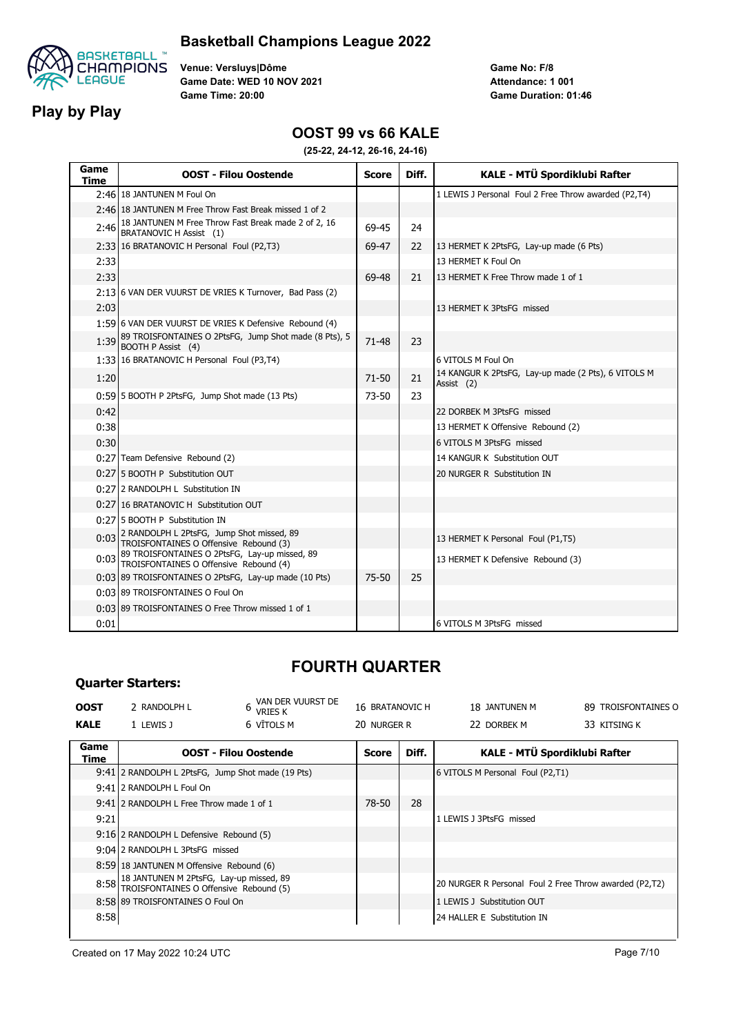# Basketball Champions League 2022

## Play by Play

Venue: Versluys|Dôme
Game Date: WED 10 NOV 2021
Game Time: 20:00

Game No: F/8
Attendance: 1 001
Game Duration: 01:46

## OOST 99 vs 66 KALE

(25-22, 24-12, 26-16, 24-16)

| Game Time | OOST - Filou Oostende | Score | Diff. | KALE - MTÜ Spordiklubi Rafter |
|---|---|---|---|---|
| 2:46 | 18 JANTUNEN M Foul On | | | 1 LEWIS J Personal Foul 2 Free Throw awarded (P2,T4) |
| 2:46 | 18 JANTUNEN M Free Throw Fast Break missed 1 of 2 | | | |
| 2:46 | 18 JANTUNEN M Free Throw Fast Break made 2 of 2, 16 BRATANOVIC H Assist (1) | 69-45 | 24 | |
| 2:33 | 16 BRATANOVIC H Personal Foul (P2,T3) | 69-47 | 22 | 13 HERMET K 2PtsFG, Lay-up made (6 Pts) |
| 2:33 | | | | 13 HERMET K Foul On |
| 2:33 | | 69-48 | 21 | 13 HERMET K Free Throw made 1 of 1 |
| 2:13 | 6 VAN DER VUURST DE VRIES K Turnover, Bad Pass (2) | | | |
| 2:03 | | | | 13 HERMET K 3PtsFG missed |
| 1:59 | 6 VAN DER VUURST DE VRIES K Defensive Rebound (4) | | | |
| 1:39 | 89 TROISFONTAINES O 2PtsFG, Jump Shot made (8 Pts), 5 BOOTH P Assist (4) | 71-48 | 23 | |
| 1:33 | 16 BRATANOVIC H Personal Foul (P3,T4) | | | 6 VITOLS M Foul On |
| 1:20 | | 71-50 | 21 | 14 KANGUR K 2PtsFG, Lay-up made (2 Pts), 6 VITOLS M Assist (2) |
| 0:59 | 5 BOOTH P 2PtsFG, Jump Shot made (13 Pts) | 73-50 | 23 | |
| 0:42 | | | | 22 DORBEK M 3PtsFG missed |
| 0:38 | | | | 13 HERMET K Offensive Rebound (2) |
| 0:30 | | | | 6 VITOLS M 3PtsFG missed |
| 0:27 | Team Defensive Rebound (2) | | | 14 KANGUR K Substitution OUT |
| 0:27 | 5 BOOTH P Substitution OUT | | | 20 NURGER R Substitution IN |
| 0:27 | 2 RANDOLPH L Substitution IN | | | |
| 0:27 | 16 BRATANOVIC H Substitution OUT | | | |
| 0:27 | 5 BOOTH P Substitution IN | | | |
| 0:03 | 2 RANDOLPH L 2PtsFG, Jump Shot missed, 89 TROISFONTAINES O Offensive Rebound (3) | | | 13 HERMET K Personal Foul (P1,T5) |
| 0:03 | 89 TROISFONTAINES O 2PtsFG, Lay-up missed, 89 TROISFONTAINES O Offensive Rebound (4) | | | 13 HERMET K Defensive Rebound (3) |
| 0:03 | 89 TROISFONTAINES O 2PtsFG, Lay-up made (10 Pts) | 75-50 | 25 | |
| 0:03 | 89 TROISFONTAINES O Foul On | | | |
| 0:03 | 89 TROISFONTAINES O Free Throw missed 1 of 1 | | | |
| 0:01 | | | | 6 VITOLS M 3PtsFG missed |

## FOURTH QUARTER

### Quarter Starters:

| | | | | | |
|---|---|---|---|---|---|
| **OOST** | 2 RANDOLPH L | 6 VAN DER VUURST DE VRIES K | 16 BRATANOVIC H | 18 JANTUNEN M | 89 TROISFONTAINES O |
| **KALE** | 1 LEWIS J | 6 VĪTOLS M | 20 NURGER R | 22 DORBEK M | 33 KITSING K |

| Game Time | OOST - Filou Oostende | Score | Diff. | KALE - MTÜ Spordiklubi Rafter |
|---|---|---|---|---|
| 9:41 | 2 RANDOLPH L 2PtsFG, Jump Shot made (19 Pts) | | | 6 VITOLS M Personal Foul (P2,T1) |
| 9:41 | 2 RANDOLPH L Foul On | | | |
| 9:41 | 2 RANDOLPH L Free Throw made 1 of 1 | 78-50 | 28 | |
| 9:21 | | | | 1 LEWIS J 3PtsFG missed |
| 9:16 | 2 RANDOLPH L Defensive Rebound (5) | | | |
| 9:04 | 2 RANDOLPH L 3PtsFG missed | | | |
| 8:59 | 18 JANTUNEN M Offensive Rebound (6) | | | |
| 8:58 | 18 JANTUNEN M 2PtsFG, Lay-up missed, 89 TROISFONTAINES O Offensive Rebound (5) | | | 20 NURGER R Personal Foul 2 Free Throw awarded (P2,T2) |
| 8:58 | 89 TROISFONTAINES O Foul On | | | 1 LEWIS J Substitution OUT |
| 8:58 | | | | 24 HALLER E Substitution IN |

Created on 17 May 2022 10:24 UTC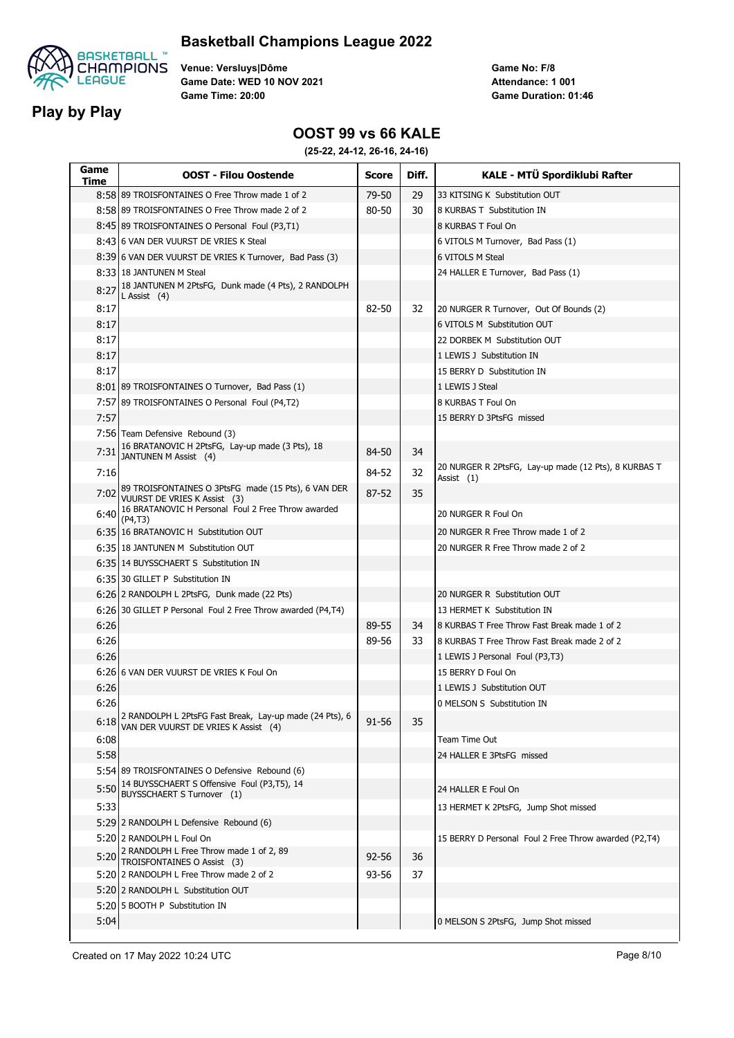# Basketball Champions League 2022

## Play by Play

Venue: Versluys|Dôme
Game Date: WED 10 NOV 2021
Game Time: 20:00

Game No: F/8
Attendance: 1 001
Game Duration: 01:46

### OOST 99 vs 66 KALE

**(25-22, 24-12, 26-16, 24-16)**

| Game Time | OOST - Filou Oostende | Score | Diff. | KALE - MTÜ Spordiklubi Rafter |
|---|---|---|---|---|
| 8:58 | 89 TROISFONTAINES O Free Throw made 1 of 2 | 79-50 | 29 | 33 KITSING K Substitution OUT |
| 8:58 | 89 TROISFONTAINES O Free Throw made 2 of 2 | 80-50 | 30 | 8 KURBAS T Substitution IN |
| 8:45 | 89 TROISFONTAINES O Personal Foul (P3,T1) | | | 8 KURBAS T Foul On |
| 8:43 | 6 VAN DER VUURST DE VRIES K Steal | | | 6 VITOLS M Turnover, Bad Pass (1) |
| 8:39 | 6 VAN DER VUURST DE VRIES K Turnover, Bad Pass (3) | | | 6 VITOLS M Steal |
| 8:33 | 18 JANTUNEN M Steal | | | 24 HALLER E Turnover, Bad Pass (1) |
| 8:27 | 18 JANTUNEN M 2PtsFG, Dunk made (4 Pts), 2 RANDOLPH L Assist (4) | | | |
| 8:17 | | 82-50 | 32 | 20 NURGER R Turnover, Out Of Bounds (2) |
| 8:17 | | | | 6 VITOLS M Substitution OUT |
| 8:17 | | | | 22 DORBEK M Substitution OUT |
| 8:17 | | | | 1 LEWIS J Substitution IN |
| 8:17 | | | | 15 BERRY D Substitution IN |
| 8:01 | 89 TROISFONTAINES O Turnover, Bad Pass (1) | | | 1 LEWIS J Steal |
| 7:57 | 89 TROISFONTAINES O Personal Foul (P4,T2) | | | 8 KURBAS T Foul On |
| 7:57 | | | | 15 BERRY D 3PtsFG missed |
| 7:56 | Team Defensive Rebound (3) | | | |
| 7:31 | 16 BRATANOVIC H 2PtsFG, Lay-up made (3 Pts), 18 JANTUNEN M Assist (4) | 84-50 | 34 | |
| 7:16 | | 84-52 | 32 | 20 NURGER R 2PtsFG, Lay-up made (12 Pts), 8 KURBAS T Assist (1) |
| 7:02 | 89 TROISFONTAINES O 3PtsFG made (15 Pts), 6 VAN DER VUURST DE VRIES K Assist (3) | 87-52 | 35 | |
| 6:40 | 16 BRATANOVIC H Personal Foul 2 Free Throw awarded (P4,T3) | | | 20 NURGER R Foul On |
| 6:35 | 16 BRATANOVIC H Substitution OUT | | | 20 NURGER R Free Throw made 1 of 2 |
| 6:35 | 18 JANTUNEN M Substitution OUT | | | 20 NURGER R Free Throw made 2 of 2 |
| 6:35 | 14 BUYSSCHAERT S Substitution IN | | | |
| 6:35 | 30 GILLET P Substitution IN | | | |
| 6:26 | 2 RANDOLPH L 2PtsFG, Dunk made (22 Pts) | | | 20 NURGER R Substitution OUT |
| 6:26 | 30 GILLET P Personal Foul 2 Free Throw awarded (P4,T4) | | | 13 HERMET K Substitution IN |
| 6:26 | | 89-55 | 34 | 8 KURBAS T Free Throw Fast Break made 1 of 2 |
| 6:26 | | 89-56 | 33 | 8 KURBAS T Free Throw Fast Break made 2 of 2 |
| 6:26 | | | | 1 LEWIS J Personal Foul (P3,T3) |
| 6:26 | 6 VAN DER VUURST DE VRIES K Foul On | | | 15 BERRY D Foul On |
| 6:26 | | | | 1 LEWIS J Substitution OUT |
| 6:26 | | | | 0 MELSON S Substitution IN |
| 6:18 | 2 RANDOLPH L 2PtsFG Fast Break, Lay-up made (24 Pts), 6 VAN DER VUURST DE VRIES K Assist (4) | 91-56 | 35 | |
| 6:08 | | | | Team Time Out |
| 5:58 | | | | 24 HALLER E 3PtsFG missed |
| 5:54 | 89 TROISFONTAINES O Defensive Rebound (6) | | | |
| 5:50 | 14 BUYSSCHAERT S Offensive Foul (P3,T5), 14 BUYSSCHAERT S Turnover (1) | | | 24 HALLER E Foul On |
| 5:33 | | | | 13 HERMET K 2PtsFG, Jump Shot missed |
| 5:29 | 2 RANDOLPH L Defensive Rebound (6) | | | |
| 5:20 | 2 RANDOLPH L Foul On | | | 15 BERRY D Personal Foul 2 Free Throw awarded (P2,T4) |
| 5:20 | 2 RANDOLPH L Free Throw made 1 of 2, 89 TROISFONTAINES O Assist (3) | 92-56 | 36 | |
| 5:20 | 2 RANDOLPH L Free Throw made 2 of 2 | 93-56 | 37 | |
| 5:20 | 2 RANDOLPH L Substitution OUT | | | |
| 5:20 | 5 BOOTH P Substitution IN | | | |
| 5:04 | | | | 0 MELSON S 2PtsFG, Jump Shot missed |

Created on 17 May 2022 10:24 UTC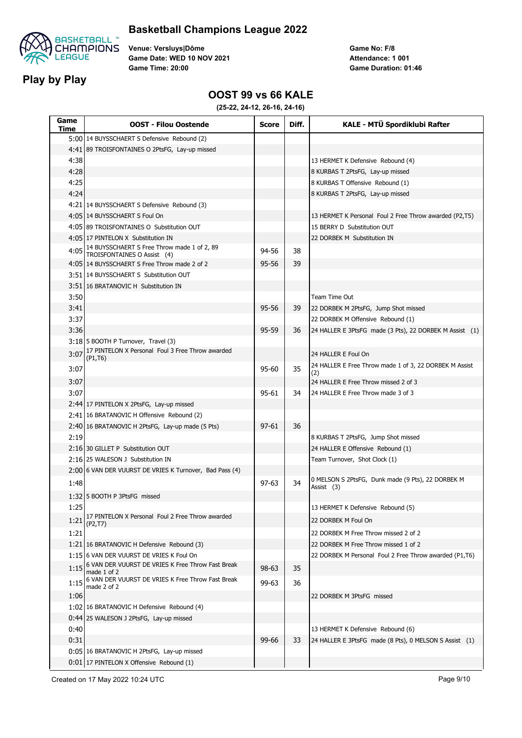# Basketball Champions League 2022

## Play by Play

Venue: Versluys|Dôme
Game Date: WED 10 NOV 2021
Game Time: 20:00

Game No: F/8
Attendance: 1 001
Game Duration: 01:46

## OOST 99 vs 66 KALE

(25-22, 24-12, 26-16, 24-16)

| Game Time | OOST - Filou Oostende | Score | Diff. | KALE - MTÜ Spordiklubi Rafter |
|---|---|---|---|---|
| 5:00 | 14 BUYSSCHAERT S Defensive Rebound (2) | | | |
| 4:41 | 89 TROISFONTAINES O 2PtsFG, Lay-up missed | | | |
| 4:38 | | | | 13 HERMET K Defensive Rebound (4) |
| 4:28 | | | | 8 KURBAS T 2PtsFG, Lay-up missed |
| 4:25 | | | | 8 KURBAS T Offensive Rebound (1) |
| 4:24 | | | | 8 KURBAS T 2PtsFG, Lay-up missed |
| 4:21 | 14 BUYSSCHAERT S Defensive Rebound (3) | | | |
| 4:05 | 14 BUYSSCHAERT S Foul On | | | 13 HERMET K Personal Foul 2 Free Throw awarded (P2,T5) |
| 4:05 | 89 TROISFONTAINES O Substitution OUT | | | 15 BERRY D Substitution OUT |
| 4:05 | 17 PINTELON X Substitution IN | | | 22 DORBEK M Substitution IN |
| 4:05 | 14 BUYSSCHAERT S Free Throw made 1 of 2, 89 TROISFONTAINES O Assist (4) | 94-56 | 38 | |
| 4:05 | 14 BUYSSCHAERT S Free Throw made 2 of 2 | 95-56 | 39 | |
| 3:51 | 14 BUYSSCHAERT S Substitution OUT | | | |
| 3:51 | 16 BRATANOVIC H Substitution IN | | | |
| 3:50 | | | | Team Time Out |
| 3:41 | | 95-56 | 39 | 22 DORBEK M 2PtsFG, Jump Shot missed |
| 3:37 | | | | 22 DORBEK M Offensive Rebound (1) |
| 3:36 | | 95-59 | 36 | 24 HALLER E 3PtsFG made (3 Pts), 22 DORBEK M Assist (1) |
| 3:18 | 5 BOOTH P Turnover, Travel (3) | | | |
| 3:07 | 17 PINTELON X Personal Foul 3 Free Throw awarded (P1,T6) | | | 24 HALLER E Foul On |
| 3:07 | | 95-60 | 35 | 24 HALLER E Free Throw made 1 of 3, 22 DORBEK M Assist (2) |
| 3:07 | | | | 24 HALLER E Free Throw missed 2 of 3 |
| 3:07 | | 95-61 | 34 | 24 HALLER E Free Throw made 3 of 3 |
| 2:44 | 17 PINTELON X 2PtsFG, Lay-up missed | | | |
| 2:41 | 16 BRATANOVIC H Offensive Rebound (2) | | | |
| 2:40 | 16 BRATANOVIC H 2PtsFG, Lay-up made (5 Pts) | 97-61 | 36 | |
| 2:19 | | | | 8 KURBAS T 2PtsFG, Jump Shot missed |
| 2:16 | 30 GILLET P Substitution OUT | | | 24 HALLER E Offensive Rebound (1) |
| 2:16 | 25 WALESON J Substitution IN | | | Team Turnover, Shot Clock (1) |
| 2:00 | 6 VAN DER VUURST DE VRIES K Turnover, Bad Pass (4) | | | |
| 1:48 | | 97-63 | 34 | 0 MELSON S 2PtsFG, Dunk made (9 Pts), 22 DORBEK M Assist (3) |
| 1:32 | 5 BOOTH P 3PtsFG missed | | | |
| 1:25 | | | | 13 HERMET K Defensive Rebound (5) |
| 1:21 | 17 PINTELON X Personal Foul 2 Free Throw awarded (P2,T7) | | | 22 DORBEK M Foul On |
| 1:21 | | | | 22 DORBEK M Free Throw missed 2 of 2 |
| 1:21 | 16 BRATANOVIC H Defensive Rebound (3) | | | 22 DORBEK M Free Throw missed 1 of 2 |
| 1:15 | 6 VAN DER VUURST DE VRIES K Foul On | | | 22 DORBEK M Personal Foul 2 Free Throw awarded (P1,T6) |
| 1:15 | 6 VAN DER VUURST DE VRIES K Free Throw Fast Break made 1 of 2 | 98-63 | 35 | |
| 1:15 | 6 VAN DER VUURST DE VRIES K Free Throw Fast Break made 2 of 2 | 99-63 | 36 | |
| 1:06 | | | | 22 DORBEK M 3PtsFG missed |
| 1:02 | 16 BRATANOVIC H Defensive Rebound (4) | | | |
| 0:44 | 25 WALESON J 2PtsFG, Lay-up missed | | | |
| 0:40 | | | | 13 HERMET K Defensive Rebound (6) |
| 0:31 | | 99-66 | 33 | 24 HALLER E 3PtsFG made (8 Pts), 0 MELSON S Assist (1) |
| 0:05 | 16 BRATANOVIC H 2PtsFG, Lay-up missed | | | |
| 0:01 | 17 PINTELON X Offensive Rebound (1) | | | |

Created on 17 May 2022 10:24 UTC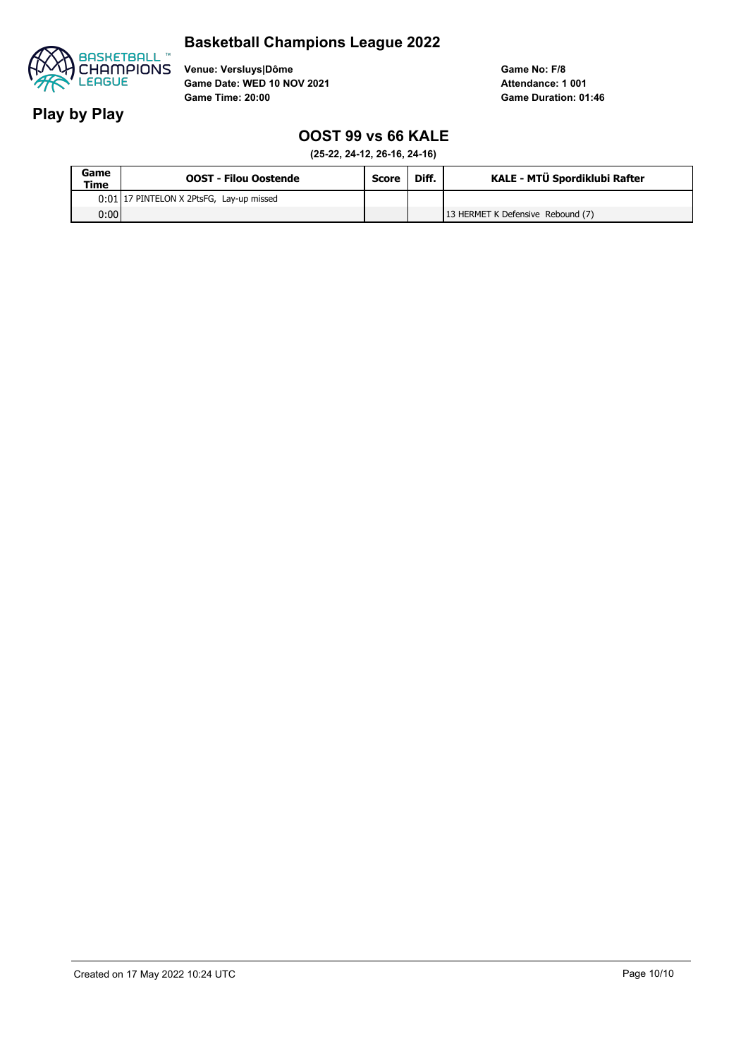# Basketball Champions League 2022

**Venue: Versluys|Dôme**
**Game Date: WED 10 NOV 2021**
**Game Time: 20:00**

**Game No: F/8**
**Attendance: 1 001**
**Game Duration: 01:46**

## Play by Play

## OOST 99 vs 66 KALE

**(25-22, 24-12, 26-16, 24-16)**

| Game Time | OOST - Filou Oostende | Score | Diff. | KALE - MTÜ Spordiklubi Rafter |
|---|---|---|---|---|
| 0:01 | 17 PINTELON X 2PtsFG, Lay-up missed | | | |
| 0:00 | | | | 13 HERMET K Defensive Rebound (7) |

Created on 17 May 2022 10:24 UTC